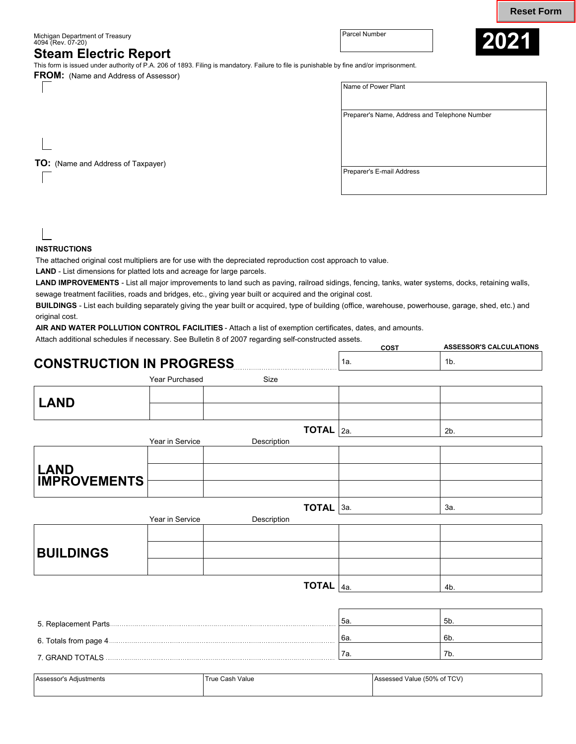Reset Form

Michigan Department of Treasury
4094 (Rev. 07-20)

# Steam Electric Report

| Parcel Number |
|---|
| |

**2021**

This form is issued under authority of P.A. 206 of 1893. Filing is mandatory. Failure to file is punishable by fine and/or imprisonment.

**FROM:** (Name and Address of Assessor)

**TO:** (Name and Address of Taxpayer)

| Name of Power Plant |
|---|
| |
| **Preparer's Name, Address and Telephone Number** |
| |
| **Preparer's E-mail Address** |
| |

**INSTRUCTIONS**

The attached original cost multipliers are for use with the depreciated reproduction cost approach to value.

**LAND** - List dimensions for platted lots and acreage for large parcels.

**LAND IMPROVEMENTS** - List all major improvements to land such as paving, railroad sidings, fencing, tanks, water systems, docks, retaining walls, sewage treatment facilities, roads and bridges, etc., giving year built or acquired and the original cost.

**BUILDINGS** - List each building separately giving the year built or acquired, type of building (office, warehouse, powerhouse, garage, shed, etc.) and original cost.

**AIR AND WATER POLLUTION CONTROL FACILITIES** - Attach a list of exemption certificates, dates, and amounts.

Attach additional schedules if necessary. See Bulletin 8 of 2007 regarding self-constructed assets.

| | | | COST | ASSESSOR'S CALCULATIONS |
|---|---|---|---|---|
| **CONSTRUCTION IN PROGRESS** | | | 1a. | 1b. |
| | **Year Purchased** | **Size** | | |
| **LAND** | | | | |
| | | | | |
| | | **TOTAL** | 2a. | 2b. |
| | **Year in Service** | **Description** | | |
| **LAND IMPROVEMENTS** | | | | |
| | | | | |
| | | | | |
| | | **TOTAL** | 3a. | 3a. |
| | **Year in Service** | **Description** | | |
| **BUILDINGS** | | | | |
| | | | | |
| | | | | |
| | | **TOTAL** | 4a. | 4b. |
| 5. Replacement Parts | | | 5a. | 5b. |
| 6. Totals from page 4 | | | 6a. | 6b. |
| 7. GRAND TOTALS | | | 7a. | 7b. |

| Assessor's Adjustments | True Cash Value | Assessed Value (50% of TCV) |
|---|---|---|
| | | |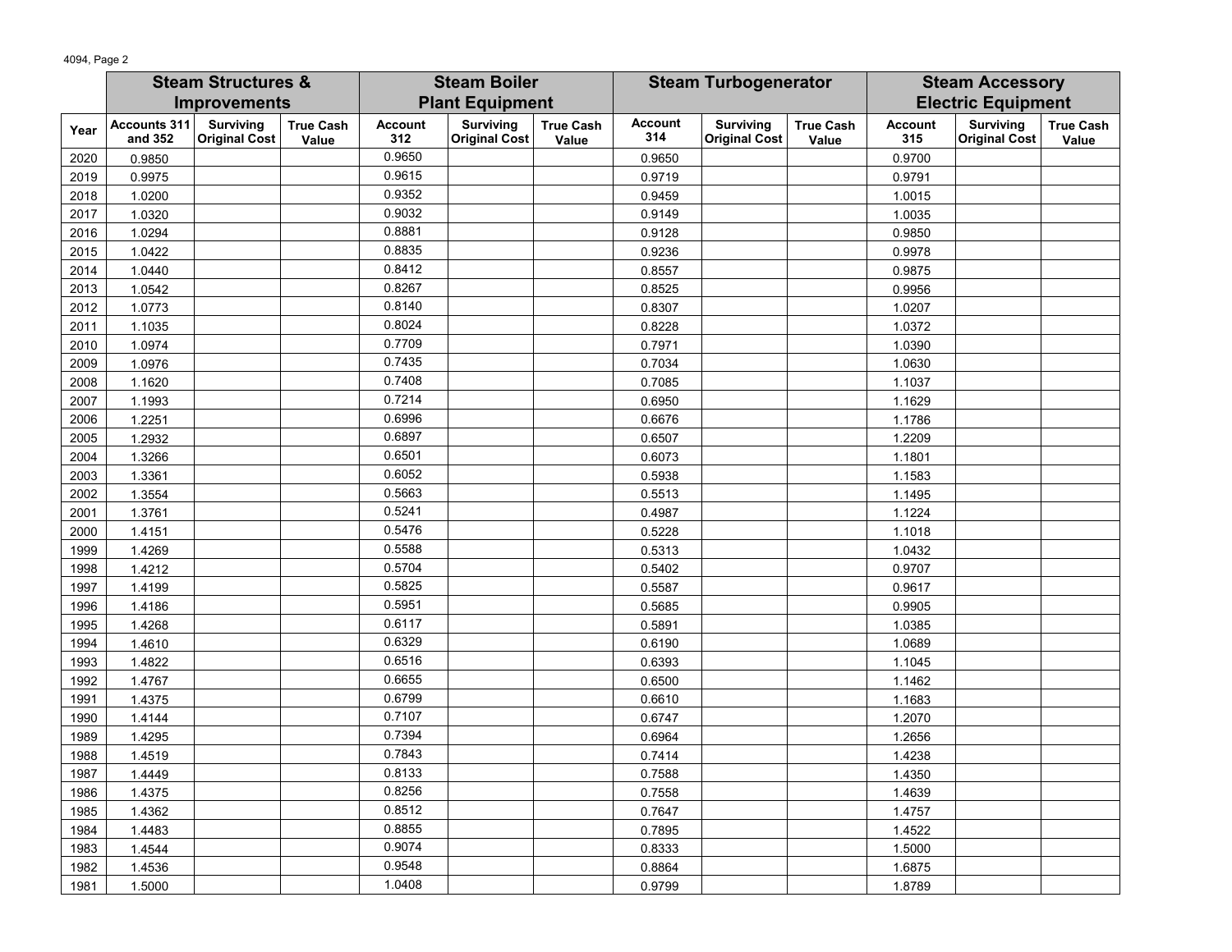| Year | Steam Structures & Improvements | | | Steam Boiler Plant Equipment | | | Steam Turbogenerator | | | Steam Accessory Electric Equipment | | |
|---|---|---|---|---|---|---|---|---|---|---|---|---|
| | Accounts 311 and 352 | Surviving Original Cost | True Cash Value | Account 312 | Surviving Original Cost | True Cash Value | Account 314 | Surviving Original Cost | True Cash Value | Account 315 | Surviving Original Cost | True Cash Value |
| 2020 | 0.9850 | | | 0.9650 | | | 0.9650 | | | 0.9700 | | |
| 2019 | 0.9975 | | | 0.9615 | | | 0.9719 | | | 0.9791 | | |
| 2018 | 1.0200 | | | 0.9352 | | | 0.9459 | | | 1.0015 | | |
| 2017 | 1.0320 | | | 0.9032 | | | 0.9149 | | | 1.0035 | | |
| 2016 | 1.0294 | | | 0.8881 | | | 0.9128 | | | 0.9850 | | |
| 2015 | 1.0422 | | | 0.8835 | | | 0.9236 | | | 0.9978 | | |
| 2014 | 1.0440 | | | 0.8412 | | | 0.8557 | | | 0.9875 | | |
| 2013 | 1.0542 | | | 0.8267 | | | 0.8525 | | | 0.9956 | | |
| 2012 | 1.0773 | | | 0.8140 | | | 0.8307 | | | 1.0207 | | |
| 2011 | 1.1035 | | | 0.8024 | | | 0.8228 | | | 1.0372 | | |
| 2010 | 1.0974 | | | 0.7709 | | | 0.7971 | | | 1.0390 | | |
| 2009 | 1.0976 | | | 0.7435 | | | 0.7034 | | | 1.0630 | | |
| 2008 | 1.1620 | | | 0.7408 | | | 0.7085 | | | 1.1037 | | |
| 2007 | 1.1993 | | | 0.7214 | | | 0.6950 | | | 1.1629 | | |
| 2006 | 1.2251 | | | 0.6996 | | | 0.6676 | | | 1.1786 | | |
| 2005 | 1.2932 | | | 0.6897 | | | 0.6507 | | | 1.2209 | | |
| 2004 | 1.3266 | | | 0.6501 | | | 0.6073 | | | 1.1801 | | |
| 2003 | 1.3361 | | | 0.6052 | | | 0.5938 | | | 1.1583 | | |
| 2002 | 1.3554 | | | 0.5663 | | | 0.5513 | | | 1.1495 | | |
| 2001 | 1.3761 | | | 0.5241 | | | 0.4987 | | | 1.1224 | | |
| 2000 | 1.4151 | | | 0.5476 | | | 0.5228 | | | 1.1018 | | |
| 1999 | 1.4269 | | | 0.5588 | | | 0.5313 | | | 1.0432 | | |
| 1998 | 1.4212 | | | 0.5704 | | | 0.5402 | | | 0.9707 | | |
| 1997 | 1.4199 | | | 0.5825 | | | 0.5587 | | | 0.9617 | | |
| 1996 | 1.4186 | | | 0.5951 | | | 0.5685 | | | 0.9905 | | |
| 1995 | 1.4268 | | | 0.6117 | | | 0.5891 | | | 1.0385 | | |
| 1994 | 1.4610 | | | 0.6329 | | | 0.6190 | | | 1.0689 | | |
| 1993 | 1.4822 | | | 0.6516 | | | 0.6393 | | | 1.1045 | | |
| 1992 | 1.4767 | | | 0.6655 | | | 0.6500 | | | 1.1462 | | |
| 1991 | 1.4375 | | | 0.6799 | | | 0.6610 | | | 1.1683 | | |
| 1990 | 1.4144 | | | 0.7107 | | | 0.6747 | | | 1.2070 | | |
| 1989 | 1.4295 | | | 0.7394 | | | 0.6964 | | | 1.2656 | | |
| 1988 | 1.4519 | | | 0.7843 | | | 0.7414 | | | 1.4238 | | |
| 1987 | 1.4449 | | | 0.8133 | | | 0.7588 | | | 1.4350 | | |
| 1986 | 1.4375 | | | 0.8256 | | | 0.7558 | | | 1.4639 | | |
| 1985 | 1.4362 | | | 0.8512 | | | 0.7647 | | | 1.4757 | | |
| 1984 | 1.4483 | | | 0.8855 | | | 0.7895 | | | 1.4522 | | |
| 1983 | 1.4544 | | | 0.9074 | | | 0.8333 | | | 1.5000 | | |
| 1982 | 1.4536 | | | 0.9548 | | | 0.8864 | | | 1.6875 | | |
| 1981 | 1.5000 | | | 1.0408 | | | 0.9799 | | | 1.8789 | | |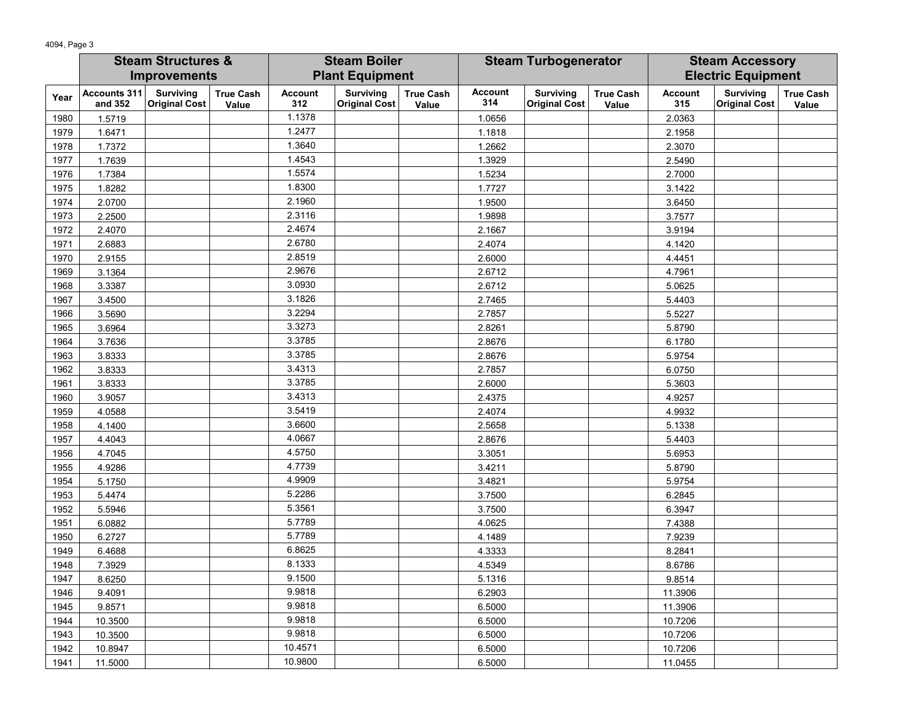| | Steam Structures & Improvements | | | Steam Boiler Plant Equipment | | | Steam Turbogenerator | | | Steam Accessory Electric Equipment | | |
|---|---|---|---|---|---|---|---|---|---|---|---|---|
| Year | Accounts 311 and 352 | Surviving Original Cost | True Cash Value | Account 312 | Surviving Original Cost | True Cash Value | Account 314 | Surviving Original Cost | True Cash Value | Account 315 | Surviving Original Cost | True Cash Value |
| 1980 | 1.5719 | | | 1.1378 | | | 1.0656 | | | 2.0363 | | |
| 1979 | 1.6471 | | | 1.2477 | | | 1.1818 | | | 2.1958 | | |
| 1978 | 1.7372 | | | 1.3640 | | | 1.2662 | | | 2.3070 | | |
| 1977 | 1.7639 | | | 1.4543 | | | 1.3929 | | | 2.5490 | | |
| 1976 | 1.7384 | | | 1.5574 | | | 1.5234 | | | 2.7000 | | |
| 1975 | 1.8282 | | | 1.8300 | | | 1.7727 | | | 3.1422 | | |
| 1974 | 2.0700 | | | 2.1960 | | | 1.9500 | | | 3.6450 | | |
| 1973 | 2.2500 | | | 2.3116 | | | 1.9898 | | | 3.7577 | | |
| 1972 | 2.4070 | | | 2.4674 | | | 2.1667 | | | 3.9194 | | |
| 1971 | 2.6883 | | | 2.6780 | | | 2.4074 | | | 4.1420 | | |
| 1970 | 2.9155 | | | 2.8519 | | | 2.6000 | | | 4.4451 | | |
| 1969 | 3.1364 | | | 2.9676 | | | 2.6712 | | | 4.7961 | | |
| 1968 | 3.3387 | | | 3.0930 | | | 2.6712 | | | 5.0625 | | |
| 1967 | 3.4500 | | | 3.1826 | | | 2.7465 | | | 5.4403 | | |
| 1966 | 3.5690 | | | 3.2294 | | | 2.7857 | | | 5.5227 | | |
| 1965 | 3.6964 | | | 3.3273 | | | 2.8261 | | | 5.8790 | | |
| 1964 | 3.7636 | | | 3.3785 | | | 2.8676 | | | 6.1780 | | |
| 1963 | 3.8333 | | | 3.3785 | | | 2.8676 | | | 5.9754 | | |
| 1962 | 3.8333 | | | 3.4313 | | | 2.7857 | | | 6.0750 | | |
| 1961 | 3.8333 | | | 3.3785 | | | 2.6000 | | | 5.3603 | | |
| 1960 | 3.9057 | | | 3.4313 | | | 2.4375 | | | 4.9257 | | |
| 1959 | 4.0588 | | | 3.5419 | | | 2.4074 | | | 4.9932 | | |
| 1958 | 4.1400 | | | 3.6600 | | | 2.5658 | | | 5.1338 | | |
| 1957 | 4.4043 | | | 4.0667 | | | 2.8676 | | | 5.4403 | | |
| 1956 | 4.7045 | | | 4.5750 | | | 3.3051 | | | 5.6953 | | |
| 1955 | 4.9286 | | | 4.7739 | | | 3.4211 | | | 5.8790 | | |
| 1954 | 5.1750 | | | 4.9909 | | | 3.4821 | | | 5.9754 | | |
| 1953 | 5.4474 | | | 5.2286 | | | 3.7500 | | | 6.2845 | | |
| 1952 | 5.5946 | | | 5.3561 | | | 3.7500 | | | 6.3947 | | |
| 1951 | 6.0882 | | | 5.7789 | | | 4.0625 | | | 7.4388 | | |
| 1950 | 6.2727 | | | 5.7789 | | | 4.1489 | | | 7.9239 | | |
| 1949 | 6.4688 | | | 6.8625 | | | 4.3333 | | | 8.2841 | | |
| 1948 | 7.3929 | | | 8.1333 | | | 4.5349 | | | 8.6786 | | |
| 1947 | 8.6250 | | | 9.1500 | | | 5.1316 | | | 9.8514 | | |
| 1946 | 9.4091 | | | 9.9818 | | | 6.2903 | | | 11.3906 | | |
| 1945 | 9.8571 | | | 9.9818 | | | 6.5000 | | | 11.3906 | | |
| 1944 | 10.3500 | | | 9.9818 | | | 6.5000 | | | 10.7206 | | |
| 1943 | 10.3500 | | | 9.9818 | | | 6.5000 | | | 10.7206 | | |
| 1942 | 10.8947 | | | 10.4571 | | | 6.5000 | | | 10.7206 | | |
| 1941 | 11.5000 | | | 10.9800 | | | 6.5000 | | | 11.0455 | | |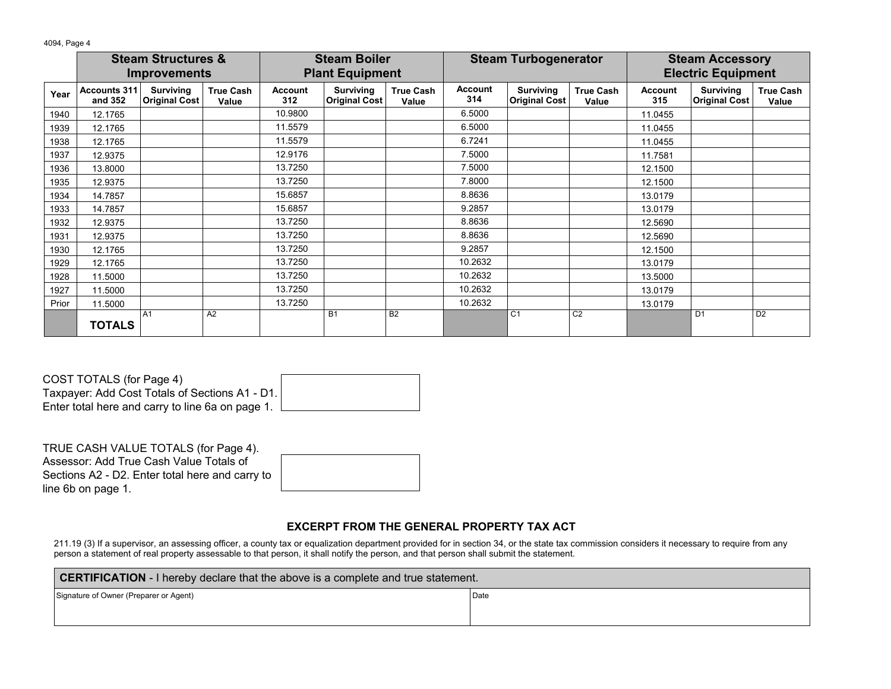| | Steam Structures & Improvements | | | Steam Boiler Plant Equipment | | | Steam Turbogenerator | | | Steam Accessory Electric Equipment | | |
|---|---|---|---|---|---|---|---|---|---|---|---|---|
| Year | Accounts 311 and 352 | Surviving Original Cost | True Cash Value | Account 312 | Surviving Original Cost | True Cash Value | Account 314 | Surviving Original Cost | True Cash Value | Account 315 | Surviving Original Cost | True Cash Value |
| 1940 | 12.1765 | | | 10.9800 | | | 6.5000 | | | 11.0455 | | |
| 1939 | 12.1765 | | | 11.5579 | | | 6.5000 | | | 11.0455 | | |
| 1938 | 12.1765 | | | 11.5579 | | | 6.7241 | | | 11.0455 | | |
| 1937 | 12.9375 | | | 12.9176 | | | 7.5000 | | | 11.7581 | | |
| 1936 | 13.8000 | | | 13.7250 | | | 7.5000 | | | 12.1500 | | |
| 1935 | 12.9375 | | | 13.7250 | | | 7.8000 | | | 12.1500 | | |
| 1934 | 14.7857 | | | 15.6857 | | | 8.8636 | | | 13.0179 | | |
| 1933 | 14.7857 | | | 15.6857 | | | 9.2857 | | | 13.0179 | | |
| 1932 | 12.9375 | | | 13.7250 | | | 8.8636 | | | 12.5690 | | |
| 1931 | 12.9375 | | | 13.7250 | | | 8.8636 | | | 12.5690 | | |
| 1930 | 12.1765 | | | 13.7250 | | | 9.2857 | | | 12.1500 | | |
| 1929 | 12.1765 | | | 13.7250 | | | 10.2632 | | | 13.0179 | | |
| 1928 | 11.5000 | | | 13.7250 | | | 10.2632 | | | 13.5000 | | |
| 1927 | 11.5000 | | | 13.7250 | | | 10.2632 | | | 13.0179 | | |
| Prior | 11.5000 | | | 13.7250 | | | 10.2632 | | | 13.0179 | | |
| | **TOTALS** | A1 | A2 | | B1 | B2 | | C1 | C2 | | D1 | D2 |

COST TOTALS (for Page 4)
Taxpayer: Add Cost Totals of Sections A1 - D1. Enter total here and carry to line 6a on page 1.

TRUE CASH VALUE TOTALS (for Page 4).
Assessor: Add True Cash Value Totals of Sections A2 - D2. Enter total here and carry to line 6b on page 1.

### EXCERPT FROM THE GENERAL PROPERTY TAX ACT

211.19 (3) If a supervisor, an assessing officer, a county tax or equalization department provided for in section 34, or the state tax commission considers it necessary to require from any person a statement of real property assessable to that person, it shall notify the person, and that person shall submit the statement.

| **CERTIFICATION** - I hereby declare that the above is a complete and true statement. | |
|---|---|
| Signature of Owner (Preparer or Agent) | Date |